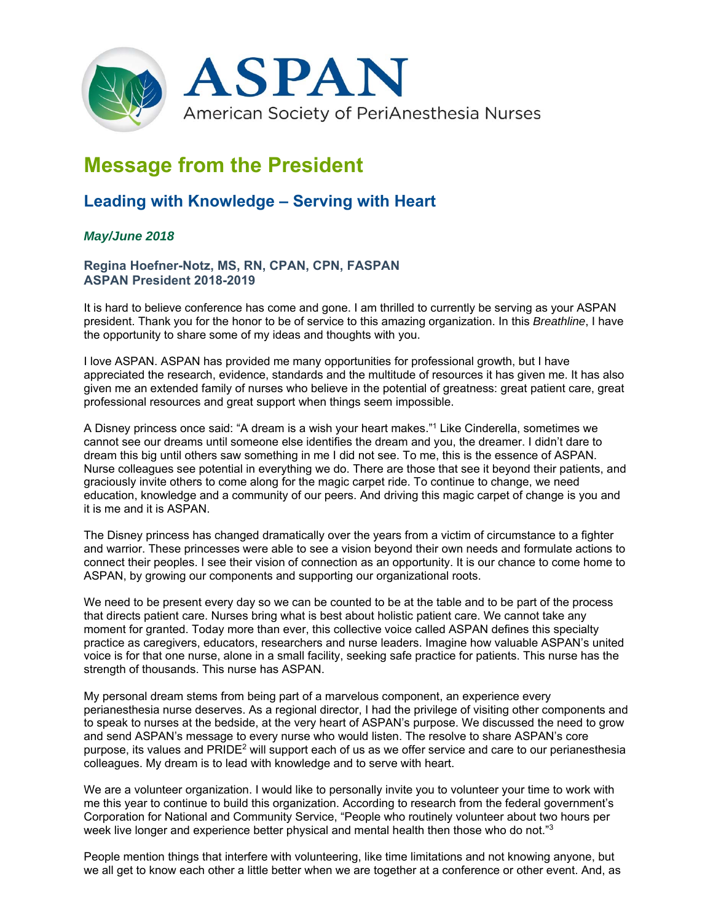# ASPAN

American Society of PeriAnesthesia Nurses

## Message from the President

### Leading with Knowledge – Serving with Heart

***May/June 2018***

**Regina Hoefner-Notz, MS, RN, CPAN, CPN, FASPAN**
**ASPAN President 2018-2019**

It is hard to believe conference has come and gone. I am thrilled to currently be serving as your ASPAN president. Thank you for the honor to be of service to this amazing organization. In this *Breathline*, I have the opportunity to share some of my ideas and thoughts with you.

I love ASPAN. ASPAN has provided me many opportunities for professional growth, but I have appreciated the research, evidence, standards and the multitude of resources it has given me. It has also given me an extended family of nurses who believe in the potential of greatness: great patient care, great professional resources and great support when things seem impossible.

A Disney princess once said: "A dream is a wish your heart makes."[1] Like Cinderella, sometimes we cannot see our dreams until someone else identifies the dream and you, the dreamer. I didn't dare to dream this big until others saw something in me I did not see. To me, this is the essence of ASPAN. Nurse colleagues see potential in everything we do. There are those that see it beyond their patients, and graciously invite others to come along for the magic carpet ride. To continue to change, we need education, knowledge and a community of our peers. And driving this magic carpet of change is you and it is me and it is ASPAN.

The Disney princess has changed dramatically over the years from a victim of circumstance to a fighter and warrior. These princesses were able to see a vision beyond their own needs and formulate actions to connect their peoples. I see their vision of connection as an opportunity. It is our chance to come home to ASPAN, by growing our components and supporting our organizational roots.

We need to be present every day so we can be counted to be at the table and to be part of the process that directs patient care. Nurses bring what is best about holistic patient care. We cannot take any moment for granted. Today more than ever, this collective voice called ASPAN defines this specialty practice as caregivers, educators, researchers and nurse leaders. Imagine how valuable ASPAN's united voice is for that one nurse, alone in a small facility, seeking safe practice for patients. This nurse has the strength of thousands. This nurse has ASPAN.

My personal dream stems from being part of a marvelous component, an experience every perianesthesia nurse deserves. As a regional director, I had the privilege of visiting other components and to speak to nurses at the bedside, at the very heart of ASPAN's purpose. We discussed the need to grow and send ASPAN's message to every nurse who would listen. The resolve to share ASPAN's core purpose, its values and PRIDE[2] will support each of us as we offer service and care to our perianesthesia colleagues. My dream is to lead with knowledge and to serve with heart.

We are a volunteer organization. I would like to personally invite you to volunteer your time to work with me this year to continue to build this organization. According to research from the federal government's Corporation for National and Community Service, "People who routinely volunteer about two hours per week live longer and experience better physical and mental health then those who do not."[3]

People mention things that interfere with volunteering, like time limitations and not knowing anyone, but we all get to know each other a little better when we are together at a conference or other event. And, as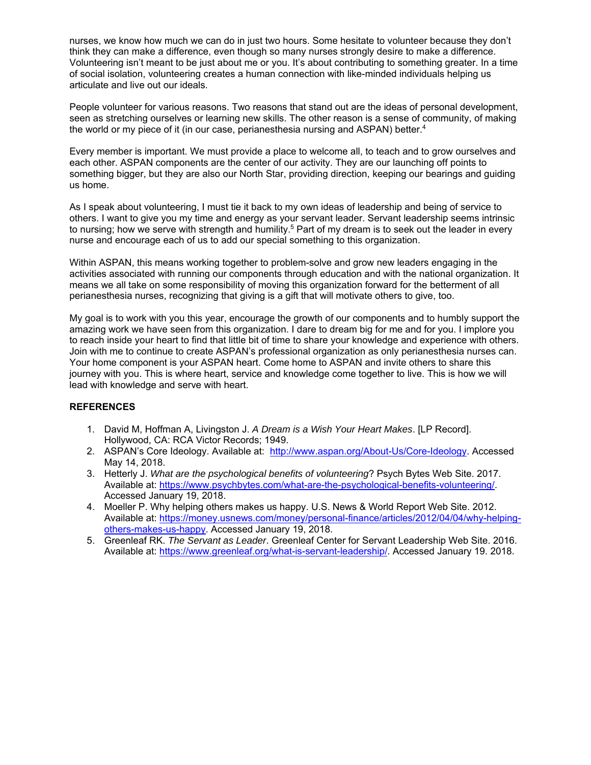nurses, we know how much we can do in just two hours. Some hesitate to volunteer because they don't think they can make a difference, even though so many nurses strongly desire to make a difference. Volunteering isn't meant to be just about me or you. It's about contributing to something greater. In a time of social isolation, volunteering creates a human connection with like-minded individuals helping us articulate and live out our ideals.

People volunteer for various reasons. Two reasons that stand out are the ideas of personal development, seen as stretching ourselves or learning new skills. The other reason is a sense of community, of making the world or my piece of it (in our case, perianesthesia nursing and ASPAN) better.[4]

Every member is important. We must provide a place to welcome all, to teach and to grow ourselves and each other. ASPAN components are the center of our activity. They are our launching off points to something bigger, but they are also our North Star, providing direction, keeping our bearings and guiding us home.

As I speak about volunteering, I must tie it back to my own ideas of leadership and being of service to others. I want to give you my time and energy as your servant leader. Servant leadership seems intrinsic to nursing; how we serve with strength and humility.[5] Part of my dream is to seek out the leader in every nurse and encourage each of us to add our special something to this organization.

Within ASPAN, this means working together to problem-solve and grow new leaders engaging in the activities associated with running our components through education and with the national organization. It means we all take on some responsibility of moving this organization forward for the betterment of all perianesthesia nurses, recognizing that giving is a gift that will motivate others to give, too.

My goal is to work with you this year, encourage the growth of our components and to humbly support the amazing work we have seen from this organization. I dare to dream big for me and for you. I implore you to reach inside your heart to find that little bit of time to share your knowledge and experience with others. Join with me to continue to create ASPAN's professional organization as only perianesthesia nurses can. Your home component is your ASPAN heart. Come home to ASPAN and invite others to share this journey with you. This is where heart, service and knowledge come together to live. This is how we will lead with knowledge and serve with heart.

**REFERENCES**

1. David M, Hoffman A, Livingston J. *A Dream is a Wish Your Heart Makes*. [LP Record]. Hollywood, CA: RCA Victor Records; 1949.
2. ASPAN's Core Ideology. Available at: http://www.aspan.org/About-Us/Core-Ideology. Accessed May 14, 2018.
3. Hetterly J. *What are the psychological benefits of volunteering*? Psych Bytes Web Site. 2017. Available at: https://www.psychbytes.com/what-are-the-psychological-benefits-volunteering/. Accessed January 19, 2018.
4. Moeller P. Why helping others makes us happy. U.S. News & World Report Web Site. 2012. Available at: https://money.usnews.com/money/personal-finance/articles/2012/04/04/why-helping-others-makes-us-happy. Accessed January 19, 2018.
5. Greenleaf RK. *The Servant as Leader*. Greenleaf Center for Servant Leadership Web Site. 2016. Available at: https://www.greenleaf.org/what-is-servant-leadership/. Accessed January 19. 2018.